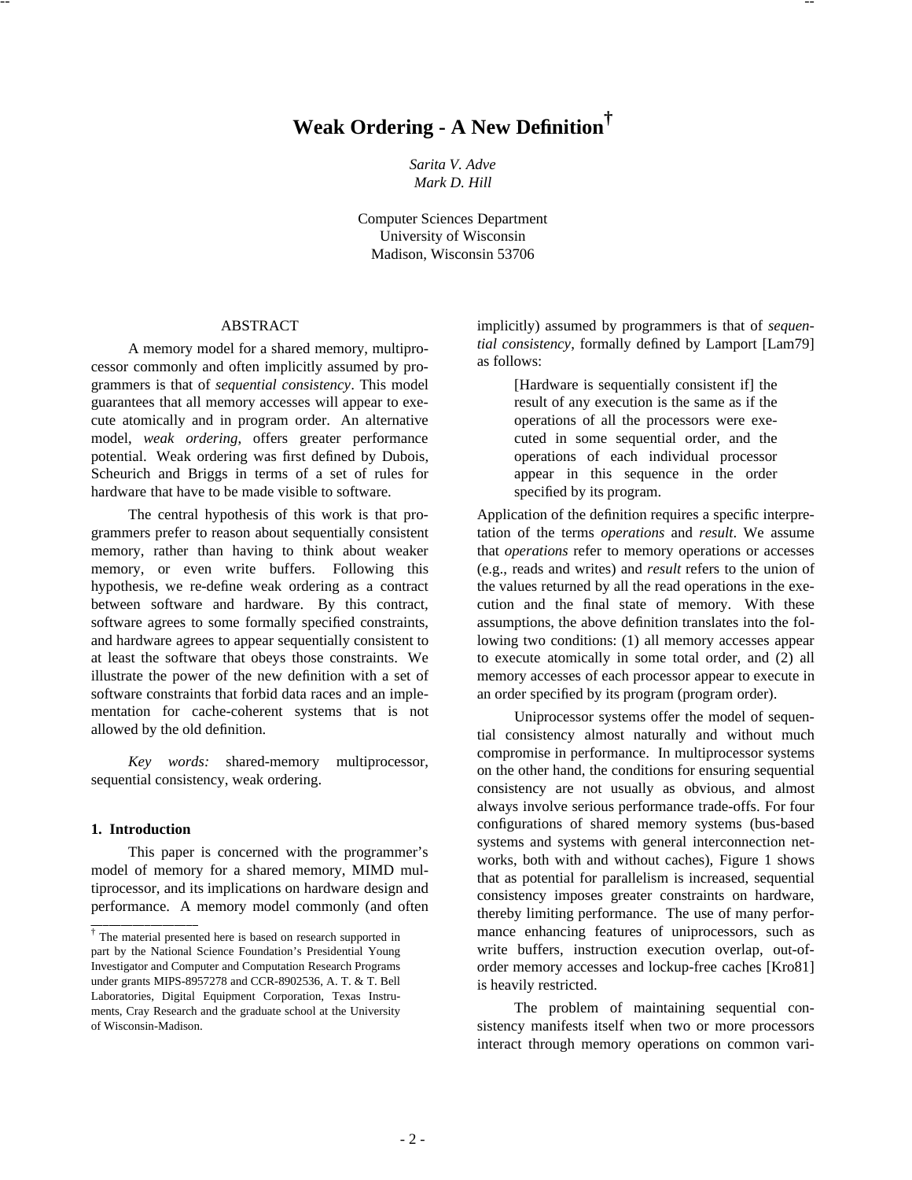# Weak Ordering - A New Definition†

*Sarita V. Adve*
*Mark D. Hill*

Computer Sciences Department
University of Wisconsin
Madison, Wisconsin 53706

## ABSTRACT

A memory model for a shared memory, multiprocessor commonly and often implicitly assumed by programmers is that of *sequential consistency*. This model guarantees that all memory accesses will appear to execute atomically and in program order. An alternative model, *weak ordering*, offers greater performance potential. Weak ordering was first defined by Dubois, Scheurich and Briggs in terms of a set of rules for hardware that have to be made visible to software.

The central hypothesis of this work is that programmers prefer to reason about sequentially consistent memory, rather than having to think about weaker memory, or even write buffers. Following this hypothesis, we re-define weak ordering as a contract between software and hardware. By this contract, software agrees to some formally specified constraints, and hardware agrees to appear sequentially consistent to at least the software that obeys those constraints. We illustrate the power of the new definition with a set of software constraints that forbid data races and an implementation for cache-coherent systems that is not allowed by the old definition.

*Key words:* shared-memory multiprocessor, sequential consistency, weak ordering.

### 1. Introduction

This paper is concerned with the programmer's model of memory for a shared memory, MIMD multiprocessor, and its implications on hardware design and performance. A memory model commonly (and often implicitly) assumed by programmers is that of *sequential consistency*, formally defined by Lamport [Lam79] as follows:

> [Hardware is sequentially consistent if] the result of any execution is the same as if the operations of all the processors were executed in some sequential order, and the operations of each individual processor appear in this sequence in the order specified by its program.

Application of the definition requires a specific interpretation of the terms *operations* and *result*. We assume that *operations* refer to memory operations or accesses (e.g., reads and writes) and *result* refers to the union of the values returned by all the read operations in the execution and the final state of memory. With these assumptions, the above definition translates into the following two conditions: (1) all memory accesses appear to execute atomically in some total order, and (2) all memory accesses of each processor appear to execute in an order specified by its program (program order).

Uniprocessor systems offer the model of sequential consistency almost naturally and without much compromise in performance. In multiprocessor systems on the other hand, the conditions for ensuring sequential consistency are not usually as obvious, and almost always involve serious performance trade-offs. For four configurations of shared memory systems (bus-based systems and systems with general interconnection networks, both with and without caches), Figure 1 shows that as potential for parallelism is increased, sequential consistency imposes greater constraints on hardware, thereby limiting performance. The use of many performance enhancing features of uniprocessors, such as write buffers, instruction execution overlap, out-of-order memory accesses and lockup-free caches [Kro81] is heavily restricted.

The problem of maintaining sequential consistency manifests itself when two or more processors interact through memory operations on common vari-

† The material presented here is based on research supported in part by the National Science Foundation's Presidential Young Investigator and Computer and Computation Research Programs under grants MIPS-8957278 and CCR-8902536, A. T. & T. Bell Laboratories, Digital Equipment Corporation, Texas Instruments, Cray Research and the graduate school at the University of Wisconsin-Madison.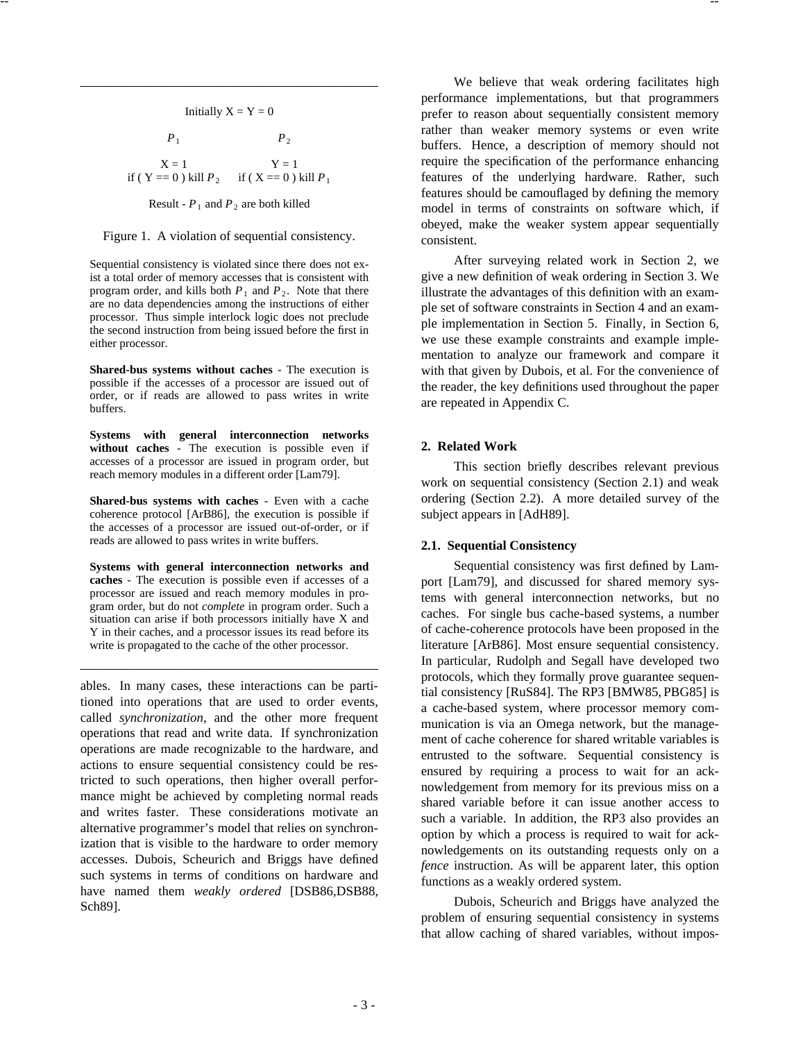Initially X = Y = 0

| $P_1$ | $P_2$ |
|---|---|
| X = 1 | Y = 1 |
| if ( Y == 0 ) kill $P_2$ | if ( X == 0 ) kill $P_1$ |

Result - $P_1$ and $P_2$ are both killed

Figure 1. A violation of sequential consistency.

Sequential consistency is violated since there does not exist a total order of memory accesses that is consistent with program order, and kills both $P_1$ and $P_2$. Note that there are no data dependencies among the instructions of either processor. Thus simple interlock logic does not preclude the second instruction from being issued before the first in either processor.

**Shared-bus systems without caches** - The execution is possible if the accesses of a processor are issued out of order, or if reads are allowed to pass writes in write buffers.

**Systems with general interconnection networks without caches** - The execution is possible even if accesses of a processor are issued in program order, but reach memory modules in a different order [Lam79].

**Shared-bus systems with caches** - Even with a cache coherence protocol [ArB86], the execution is possible if the accesses of a processor are issued out-of-order, or if reads are allowed to pass writes in write buffers.

**Systems with general interconnection networks and caches** - The execution is possible even if accesses of a processor are issued and reach memory modules in program order, but do not *complete* in program order. Such a situation can arise if both processors initially have X and Y in their caches, and a processor issues its read before its write is propagated to the cache of the other processor.

ables. In many cases, these interactions can be partitioned into operations that are used to order events, called *synchronization*, and the other more frequent operations that read and write data. If synchronization operations are made recognizable to the hardware, and actions to ensure sequential consistency could be restricted to such operations, then higher overall performance might be achieved by completing normal reads and writes faster. These considerations motivate an alternative programmer's model that relies on synchronization that is visible to the hardware to order memory accesses. Dubois, Scheurich and Briggs have defined such systems in terms of conditions on hardware and have named them *weakly ordered* [DSB86,DSB88, Sch89].

We believe that weak ordering facilitates high performance implementations, but that programmers prefer to reason about sequentially consistent memory rather than weaker memory systems or even write buffers. Hence, a description of memory should not require the specification of the performance enhancing features of the underlying hardware. Rather, such features should be camouflaged by defining the memory model in terms of constraints on software which, if obeyed, make the weaker system appear sequentially consistent.

After surveying related work in Section 2, we give a new definition of weak ordering in Section 3. We illustrate the advantages of this definition with an example set of software constraints in Section 4 and an example implementation in Section 5. Finally, in Section 6, we use these example constraints and example implementation to analyze our framework and compare it with that given by Dubois, et al. For the convenience of the reader, the key definitions used throughout the paper are repeated in Appendix C.

## 2. Related Work

This section briefly describes relevant previous work on sequential consistency (Section 2.1) and weak ordering (Section 2.2). A more detailed survey of the subject appears in [AdH89].

### 2.1. Sequential Consistency

Sequential consistency was first defined by Lamport [Lam79], and discussed for shared memory systems with general interconnection networks, but no caches. For single bus cache-based systems, a number of cache-coherence protocols have been proposed in the literature [ArB86]. Most ensure sequential consistency. In particular, Rudolph and Segall have developed two protocols, which they formally prove guarantee sequential consistency [RuS84]. The RP3 [BMW85, PBG85] is a cache-based system, where processor memory communication is via an Omega network, but the management of cache coherence for shared writable variables is entrusted to the software. Sequential consistency is ensured by requiring a process to wait for an acknowledgement from memory for its previous miss on a shared variable before it can issue another access to such a variable. In addition, the RP3 also provides an option by which a process is required to wait for acknowledgements on its outstanding requests only on a *fence* instruction. As will be apparent later, this option functions as a weakly ordered system.

Dubois, Scheurich and Briggs have analyzed the problem of ensuring sequential consistency in systems that allow caching of shared variables, without impos-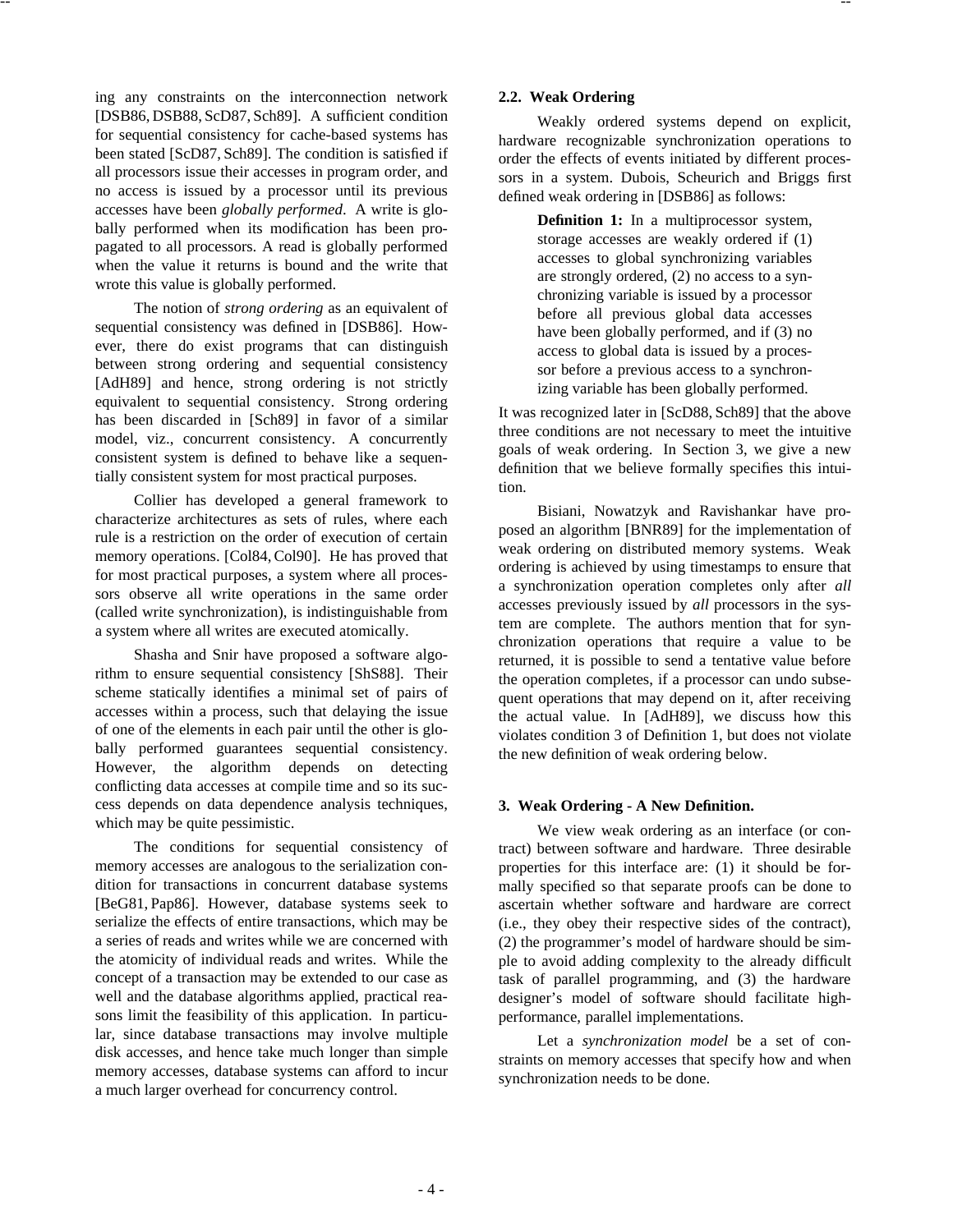ing any constraints on the interconnection network [DSB86, DSB88, ScD87, Sch89]. A sufficient condition for sequential consistency for cache-based systems has been stated [ScD87, Sch89]. The condition is satisfied if all processors issue their accesses in program order, and no access is issued by a processor until its previous accesses have been *globally performed*. A write is globally performed when its modification has been propagated to all processors. A read is globally performed when the value it returns is bound and the write that wrote this value is globally performed.

The notion of *strong ordering* as an equivalent of sequential consistency was defined in [DSB86]. However, there do exist programs that can distinguish between strong ordering and sequential consistency [AdH89] and hence, strong ordering is not strictly equivalent to sequential consistency. Strong ordering has been discarded in [Sch89] in favor of a similar model, viz., concurrent consistency. A concurrently consistent system is defined to behave like a sequentially consistent system for most practical purposes.

Collier has developed a general framework to characterize architectures as sets of rules, where each rule is a restriction on the order of execution of certain memory operations. [Col84, Col90]. He has proved that for most practical purposes, a system where all processors observe all write operations in the same order (called write synchronization), is indistinguishable from a system where all writes are executed atomically.

Shasha and Snir have proposed a software algorithm to ensure sequential consistency [ShS88]. Their scheme statically identifies a minimal set of pairs of accesses within a process, such that delaying the issue of one of the elements in each pair until the other is globally performed guarantees sequential consistency. However, the algorithm depends on detecting conflicting data accesses at compile time and so its success depends on data dependence analysis techniques, which may be quite pessimistic.

The conditions for sequential consistency of memory accesses are analogous to the serialization condition for transactions in concurrent database systems [BeG81, Pap86]. However, database systems seek to serialize the effects of entire transactions, which may be a series of reads and writes while we are concerned with the atomicity of individual reads and writes. While the concept of a transaction may be extended to our case as well and the database algorithms applied, practical reasons limit the feasibility of this application. In particular, since database transactions may involve multiple disk accesses, and hence take much longer than simple memory accesses, database systems can afford to incur a much larger overhead for concurrency control.

### 2.2. Weak Ordering

Weakly ordered systems depend on explicit, hardware recognizable synchronization operations to order the effects of events initiated by different processors in a system. Dubois, Scheurich and Briggs first defined weak ordering in [DSB86] as follows:

> **Definition 1:** In a multiprocessor system, storage accesses are weakly ordered if (1) accesses to global synchronizing variables are strongly ordered, (2) no access to a synchronizing variable is issued by a processor before all previous global data accesses have been globally performed, and if (3) no access to global data is issued by a processor before a previous access to a synchronizing variable has been globally performed.

It was recognized later in [ScD88, Sch89] that the above three conditions are not necessary to meet the intuitive goals of weak ordering. In Section 3, we give a new definition that we believe formally specifies this intuition.

Bisiani, Nowatzyk and Ravishankar have proposed an algorithm [BNR89] for the implementation of weak ordering on distributed memory systems. Weak ordering is achieved by using timestamps to ensure that a synchronization operation completes only after *all* accesses previously issued by *all* processors in the system are complete. The authors mention that for synchronization operations that require a value to be returned, it is possible to send a tentative value before the operation completes, if a processor can undo subsequent operations that may depend on it, after receiving the actual value. In [AdH89], we discuss how this violates condition 3 of Definition 1, but does not violate the new definition of weak ordering below.

## 3. Weak Ordering - A New Definition.

We view weak ordering as an interface (or contract) between software and hardware. Three desirable properties for this interface are: (1) it should be formally specified so that separate proofs can be done to ascertain whether software and hardware are correct (i.e., they obey their respective sides of the contract), (2) the programmer's model of hardware should be simple to avoid adding complexity to the already difficult task of parallel programming, and (3) the hardware designer's model of software should facilitate high-performance, parallel implementations.

Let a *synchronization model* be a set of constraints on memory accesses that specify how and when synchronization needs to be done.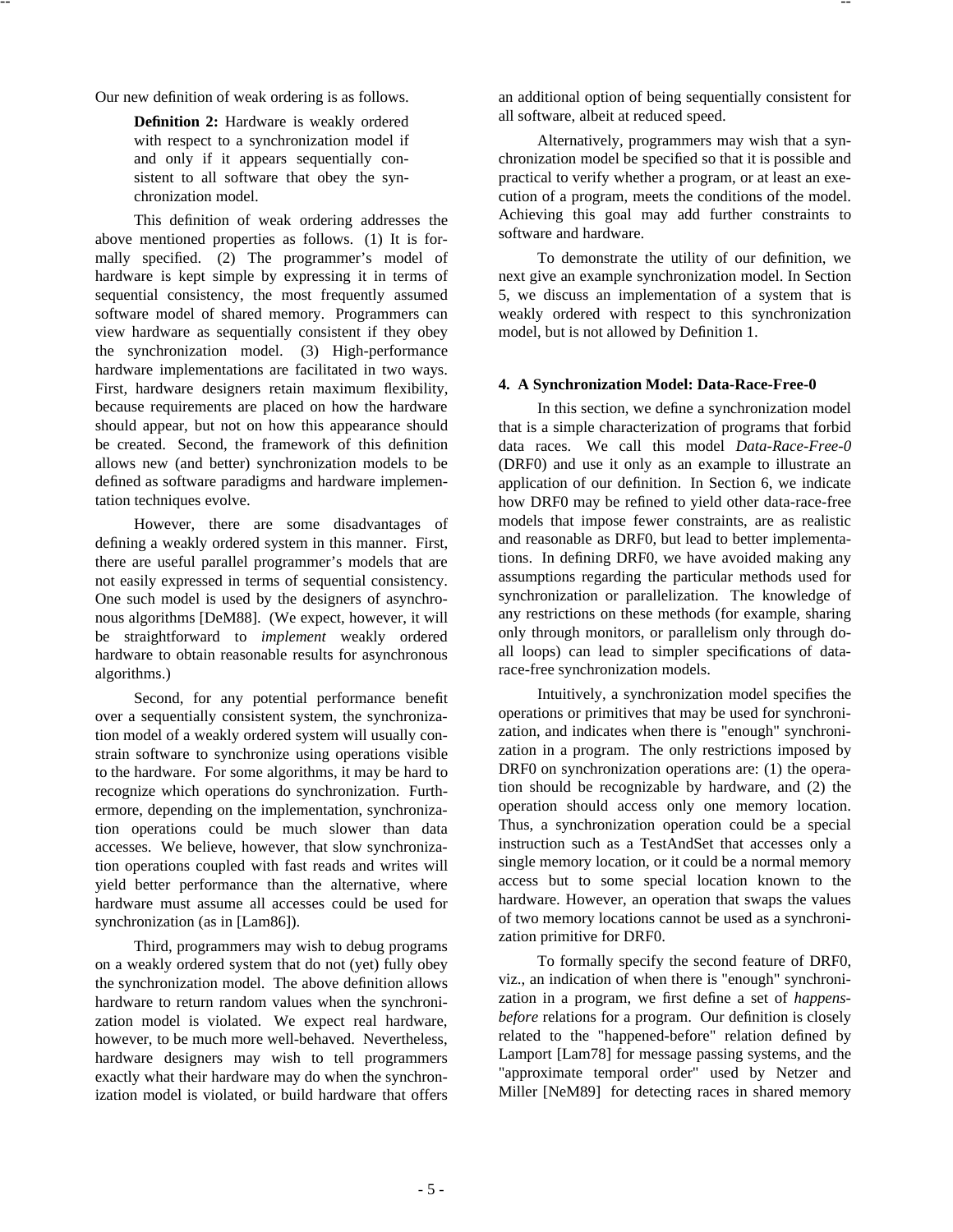Our new definition of weak ordering is as follows.

> **Definition 2:** Hardware is weakly ordered with respect to a synchronization model if and only if it appears sequentially consistent to all software that obey the synchronization model.

This definition of weak ordering addresses the above mentioned properties as follows. (1) It is formally specified. (2) The programmer's model of hardware is kept simple by expressing it in terms of sequential consistency, the most frequently assumed software model of shared memory. Programmers can view hardware as sequentially consistent if they obey the synchronization model. (3) High-performance hardware implementations are facilitated in two ways. First, hardware designers retain maximum flexibility, because requirements are placed on how the hardware should appear, but not on how this appearance should be created. Second, the framework of this definition allows new (and better) synchronization models to be defined as software paradigms and hardware implementation techniques evolve.

However, there are some disadvantages of defining a weakly ordered system in this manner. First, there are useful parallel programmer's models that are not easily expressed in terms of sequential consistency. One such model is used by the designers of asynchronous algorithms [DeM88]. (We expect, however, it will be straightforward to *implement* weakly ordered hardware to obtain reasonable results for asynchronous algorithms.)

Second, for any potential performance benefit over a sequentially consistent system, the synchronization model of a weakly ordered system will usually constrain software to synchronize using operations visible to the hardware. For some algorithms, it may be hard to recognize which operations do synchronization. Furthermore, depending on the implementation, synchronization operations could be much slower than data accesses. We believe, however, that slow synchronization operations coupled with fast reads and writes will yield better performance than the alternative, where hardware must assume all accesses could be used for synchronization (as in [Lam86]).

Third, programmers may wish to debug programs on a weakly ordered system that do not (yet) fully obey the synchronization model. The above definition allows hardware to return random values when the synchronization model is violated. We expect real hardware, however, to be much more well-behaved. Nevertheless, hardware designers may wish to tell programmers exactly what their hardware may do when the synchronization model is violated, or build hardware that offers an additional option of being sequentially consistent for all software, albeit at reduced speed.

Alternatively, programmers may wish that a synchronization model be specified so that it is possible and practical to verify whether a program, or at least an execution of a program, meets the conditions of the model. Achieving this goal may add further constraints to software and hardware.

To demonstrate the utility of our definition, we next give an example synchronization model. In Section 5, we discuss an implementation of a system that is weakly ordered with respect to this synchronization model, but is not allowed by Definition 1.

## 4. A Synchronization Model: Data-Race-Free-0

In this section, we define a synchronization model that is a simple characterization of programs that forbid data races. We call this model *Data-Race-Free-0* (DRF0) and use it only as an example to illustrate an application of our definition. In Section 6, we indicate how DRF0 may be refined to yield other data-race-free models that impose fewer constraints, are as realistic and reasonable as DRF0, but lead to better implementations. In defining DRF0, we have avoided making any assumptions regarding the particular methods used for synchronization or parallelization. The knowledge of any restrictions on these methods (for example, sharing only through monitors, or parallelism only through do-all loops) can lead to simpler specifications of data-race-free synchronization models.

Intuitively, a synchronization model specifies the operations or primitives that may be used for synchronization, and indicates when there is "enough" synchronization in a program. The only restrictions imposed by DRF0 on synchronization operations are: (1) the operation should be recognizable by hardware, and (2) the operation should access only one memory location. Thus, a synchronization operation could be a special instruction such as a TestAndSet that accesses only a single memory location, or it could be a normal memory access but to some special location known to the hardware. However, an operation that swaps the values of two memory locations cannot be used as a synchronization primitive for DRF0.

To formally specify the second feature of DRF0, viz., an indication of when there is "enough" synchronization in a program, we first define a set of *happens-before* relations for a program. Our definition is closely related to the "happened-before" relation defined by Lamport [Lam78] for message passing systems, and the "approximate temporal order" used by Netzer and Miller [NeM89] for detecting races in shared memory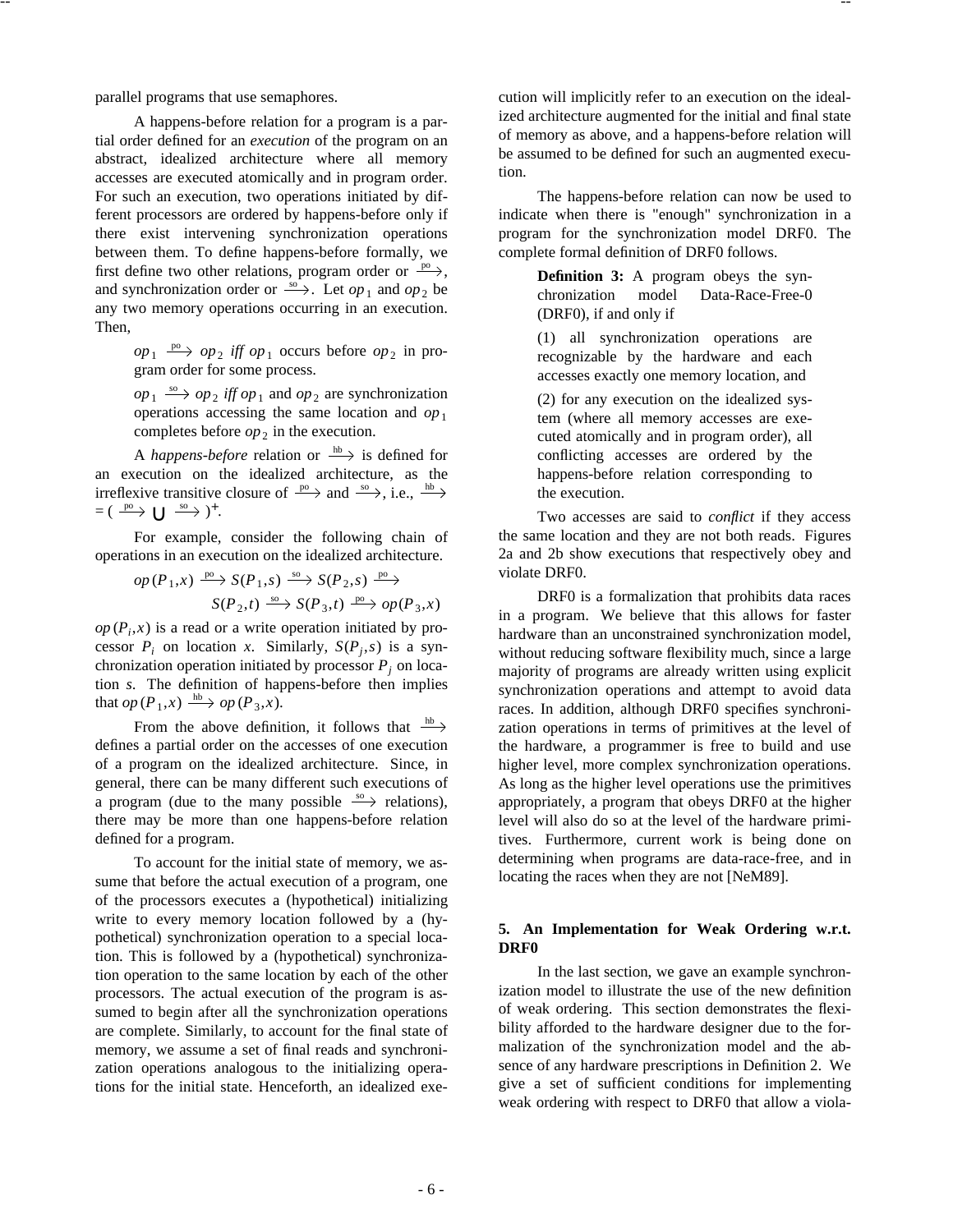parallel programs that use semaphores.

A happens-before relation for a program is a partial order defined for an *execution* of the program on an abstract, idealized architecture where all memory accesses are executed atomically and in program order. For such an execution, two operations initiated by different processors are ordered by happens-before only if there exist intervening synchronization operations between them. To define happens-before formally, we first define two other relations, program order or $\xrightarrow{po}$, and synchronization order or $\xrightarrow{so}$. Let $op_1$ and $op_2$ be any two memory operations occurring in an execution. Then,

> $op_1 \xrightarrow{po} op_2$ *iff* $op_1$ occurs before $op_2$ in program order for some process.
>
> $op_1 \xrightarrow{so} op_2$ *iff* $op_1$ and $op_2$ are synchronization operations accessing the same location and $op_1$ completes before $op_2$ in the execution.

A *happens-before* relation or $\xrightarrow{hb}$ is defined for an execution on the idealized architecture, as the irreflexive transitive closure of $\xrightarrow{po}$ and $\xrightarrow{so}$, i.e., $\xrightarrow{hb} = ( \xrightarrow{po} \cup \xrightarrow{so} )^{+}$.

For example, consider the following chain of operations in an execution on the idealized architecture.

$$op(P_1,x) \xrightarrow{po} S(P_1,s) \xrightarrow{so} S(P_2,s) \xrightarrow{po} S(P_2,t) \xrightarrow{so} S(P_3,t) \xrightarrow{po} op(P_3,x)$$

$op(P_i,x)$ is a read or a write operation initiated by processor $P_i$ on location *x*. Similarly, $S(P_j,s)$ is a synchronization operation initiated by processor $P_j$ on location *s*. The definition of happens-before then implies that $op(P_1,x) \xrightarrow{hb} op(P_3,x)$.

From the above definition, it follows that $\xrightarrow{hb}$ defines a partial order on the accesses of one execution of a program on the idealized architecture. Since, in general, there can be many different such executions of a program (due to the many possible $\xrightarrow{so}$ relations), there may be more than one happens-before relation defined for a program.

To account for the initial state of memory, we assume that before the actual execution of a program, one of the processors executes a (hypothetical) initializing write to every memory location followed by a (hypothetical) synchronization operation to a special location. This is followed by a (hypothetical) synchronization operation to the same location by each of the other processors. The actual execution of the program is assumed to begin after all the synchronization operations are complete. Similarly, to account for the final state of memory, we assume a set of final reads and synchronization operations analogous to the initializing operations for the initial state. Henceforth, an idealized execution will implicitly refer to an execution on the idealized architecture augmented for the initial and final state of memory as above, and a happens-before relation will be assumed to be defined for such an augmented execution.

The happens-before relation can now be used to indicate when there is "enough" synchronization in a program for the synchronization model DRF0. The complete formal definition of DRF0 follows.

> **Definition 3:** A program obeys the synchronization model Data-Race-Free-0 (DRF0), if and only if
>
> (1) all synchronization operations are recognizable by the hardware and each accesses exactly one memory location, and
>
> (2) for any execution on the idealized system (where all memory accesses are executed atomically and in program order), all conflicting accesses are ordered by the happens-before relation corresponding to the execution.

Two accesses are said to *conflict* if they access the same location and they are not both reads. Figures 2a and 2b show executions that respectively obey and violate DRF0.

DRF0 is a formalization that prohibits data races in a program. We believe that this allows for faster hardware than an unconstrained synchronization model, without reducing software flexibility much, since a large majority of programs are already written using explicit synchronization operations and attempt to avoid data races. In addition, although DRF0 specifies synchronization operations in terms of primitives at the level of the hardware, a programmer is free to build and use higher level, more complex synchronization operations. As long as the higher level operations use the primitives appropriately, a program that obeys DRF0 at the higher level will also do so at the level of the hardware primitives. Furthermore, current work is being done on determining when programs are data-race-free, and in locating the races when they are not [NeM89].

## 5. An Implementation for Weak Ordering w.r.t. DRF0

In the last section, we gave an example synchronization model to illustrate the use of the new definition of weak ordering. This section demonstrates the flexibility afforded to the hardware designer due to the formalization of the synchronization model and the absence of any hardware prescriptions in Definition 2. We give a set of sufficient conditions for implementing weak ordering with respect to DRF0 that allow a viola-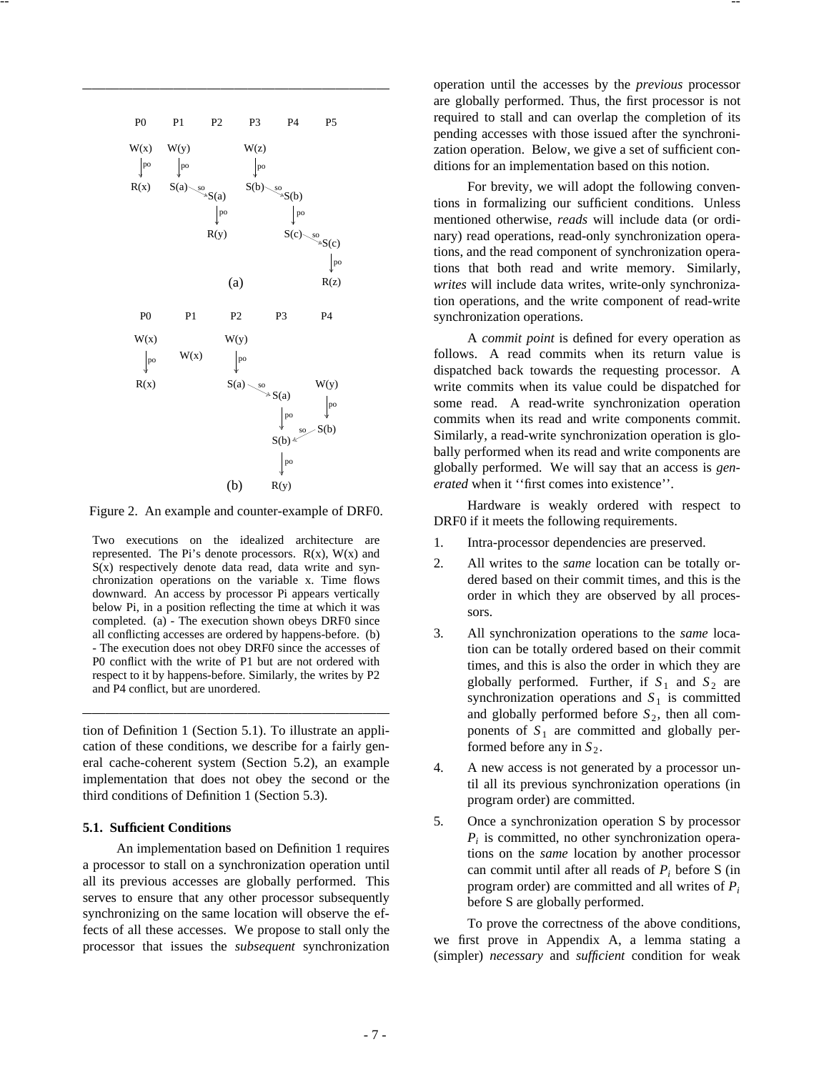P0 P1 P2 P3 P4 P5

W(x) W(y) W(z)

po po po

R(x) S(a) so S(a) S(b) so S(b)

po po

R(y) S(c) so S(c)

po

(a) R(z)

P0 P1 P2 P3 P4

W(x) W(y)

po W(x) po

R(x) S(a) so S(a) W(y)

po po

so S(b)

S(b)

po

(b) R(y)

Figure 2. An example and counter-example of DRF0.

Two executions on the idealized architecture are represented. The Pi's denote processors. R(x), W(x) and S(x) respectively denote data read, data write and synchronization operations on the variable x. Time flows downward. An access by processor Pi appears vertically below Pi, in a position reflecting the time at which it was completed. (a) - The execution shown obeys DRF0 since all conflicting accesses are ordered by happens-before. (b) - The execution does not obey DRF0 since the accesses of P0 conflict with the write of P1 but are not ordered with respect to it by happens-before. Similarly, the writes by P2 and P4 conflict, but are unordered.

tion of Definition 1 (Section 5.1). To illustrate an application of these conditions, we describe for a fairly general cache-coherent system (Section 5.2), an example implementation that does not obey the second or the third conditions of Definition 1 (Section 5.3).

### 5.1. Sufficient Conditions

An implementation based on Definition 1 requires a processor to stall on a synchronization operation until all its previous accesses are globally performed. This serves to ensure that any other processor subsequently synchronizing on the same location will observe the effects of all these accesses. We propose to stall only the processor that issues the *subsequent* synchronization operation until the accesses by the *previous* processor are globally performed. Thus, the first processor is not required to stall and can overlap the completion of its pending accesses with those issued after the synchronization operation. Below, we give a set of sufficient conditions for an implementation based on this notion.

For brevity, we will adopt the following conventions in formalizing our sufficient conditions. Unless mentioned otherwise, *reads* will include data (or ordinary) read operations, read-only synchronization operations, and the read component of synchronization operations that both read and write memory. Similarly, *writes* will include data writes, write-only synchronization operations, and the write component of read-write synchronization operations.

A *commit point* is defined for every operation as follows. A read commits when its return value is dispatched back towards the requesting processor. A write commits when its value could be dispatched for some read. A read-write synchronization operation commits when its read and write components commit. Similarly, a read-write synchronization operation is globally performed when its read and write components are globally performed. We will say that an access is *generated* when it ''first comes into existence''.

Hardware is weakly ordered with respect to DRF0 if it meets the following requirements.

1. Intra-processor dependencies are preserved.
2. All writes to the *same* location can be totally ordered based on their commit times, and this is the order in which they are observed by all processors.
3. All synchronization operations to the *same* location can be totally ordered based on their commit times, and this is also the order in which they are globally performed. Further, if $S_1$ and $S_2$ are synchronization operations and $S_1$ is committed and globally performed before $S_2$, then all components of $S_1$ are committed and globally performed before any in $S_2$.
4. A new access is not generated by a processor until all its previous synchronization operations (in program order) are committed.
5. Once a synchronization operation S by processor $P_i$ is committed, no other synchronization operations on the *same* location by another processor can commit until after all reads of $P_i$ before S (in program order) are committed and all writes of $P_i$ before S are globally performed.

To prove the correctness of the above conditions, we first prove in Appendix A, a lemma stating a (simpler) *necessary* and *sufficient* condition for weak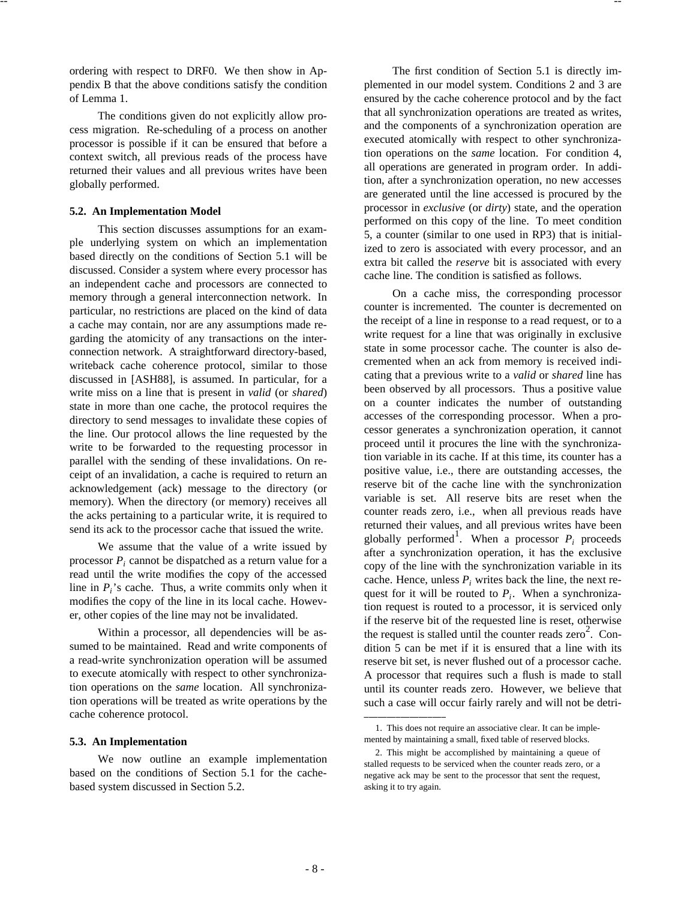ordering with respect to DRF0. We then show in Appendix B that the above conditions satisfy the condition of Lemma 1.

The conditions given do not explicitly allow process migration. Re-scheduling of a process on another processor is possible if it can be ensured that before a context switch, all previous reads of the process have returned their values and all previous writes have been globally performed.

### 5.2. An Implementation Model

This section discusses assumptions for an example underlying system on which an implementation based directly on the conditions of Section 5.1 will be discussed. Consider a system where every processor has an independent cache and processors are connected to memory through a general interconnection network. In particular, no restrictions are placed on the kind of data a cache may contain, nor are any assumptions made regarding the atomicity of any transactions on the interconnection network. A straightforward directory-based, writeback cache coherence protocol, similar to those discussed in [ASH88], is assumed. In particular, for a write miss on a line that is present in *valid* (or *shared*) state in more than one cache, the protocol requires the directory to send messages to invalidate these copies of the line. Our protocol allows the line requested by the write to be forwarded to the requesting processor in parallel with the sending of these invalidations. On receipt of an invalidation, a cache is required to return an acknowledgement (ack) message to the directory (or memory). When the directory (or memory) receives all the acks pertaining to a particular write, it is required to send its ack to the processor cache that issued the write.

We assume that the value of a write issued by processor $P_i$ cannot be dispatched as a return value for a read until the write modifies the copy of the accessed line in $P_i$'s cache. Thus, a write commits only when it modifies the copy of the line in its local cache. However, other copies of the line may not be invalidated.

Within a processor, all dependencies will be assumed to be maintained. Read and write components of a read-write synchronization operation will be assumed to execute atomically with respect to other synchronization operations on the *same* location. All synchronization operations will be treated as write operations by the cache coherence protocol.

### 5.3. An Implementation

We now outline an example implementation based on the conditions of Section 5.1 for the cache-based system discussed in Section 5.2.

The first condition of Section 5.1 is directly implemented in our model system. Conditions 2 and 3 are ensured by the cache coherence protocol and by the fact that all synchronization operations are treated as writes, and the components of a synchronization operation are executed atomically with respect to other synchronization operations on the *same* location. For condition 4, all operations are generated in program order. In addition, after a synchronization operation, no new accesses are generated until the line accessed is procured by the processor in *exclusive* (or *dirty*) state, and the operation performed on this copy of the line. To meet condition 5, a counter (similar to one used in RP3) that is initialized to zero is associated with every processor, and an extra bit called the *reserve* bit is associated with every cache line. The condition is satisfied as follows.

On a cache miss, the corresponding processor counter is incremented. The counter is decremented on the receipt of a line in response to a read request, or to a write request for a line that was originally in exclusive state in some processor cache. The counter is also decremented when an ack from memory is received indicating that a previous write to a *valid* or *shared* line has been observed by all processors. Thus a positive value on a counter indicates the number of outstanding accesses of the corresponding processor. When a processor generates a synchronization operation, it cannot proceed until it procures the line with the synchronization variable in its cache. If at this time, its counter has a positive value, i.e., there are outstanding accesses, the reserve bit of the cache line with the synchronization variable is set. All reserve bits are reset when the counter reads zero, i.e., when all previous reads have returned their values, and all previous writes have been globally performed[1]. When a processor $P_i$ proceeds after a synchronization operation, it has the exclusive copy of the line with the synchronization variable in its cache. Hence, unless $P_i$ writes back the line, the next request for it will be routed to $P_i$. When a synchronization request is routed to a processor, it is serviced only if the reserve bit of the requested line is reset, otherwise the request is stalled until the counter reads zero[2]. Condition 5 can be met if it is ensured that a line with its reserve bit set, is never flushed out of a processor cache. A processor that requires such a flush is made to stall until its counter reads zero. However, we believe that such a case will occur fairly rarely and will not be detri-

---

1. This does not require an associative clear. It can be implemented by maintaining a small, fixed table of reserved blocks.

2. This might be accomplished by maintaining a queue of stalled requests to be serviced when the counter reads zero, or a negative ack may be sent to the processor that sent the request, asking it to try again.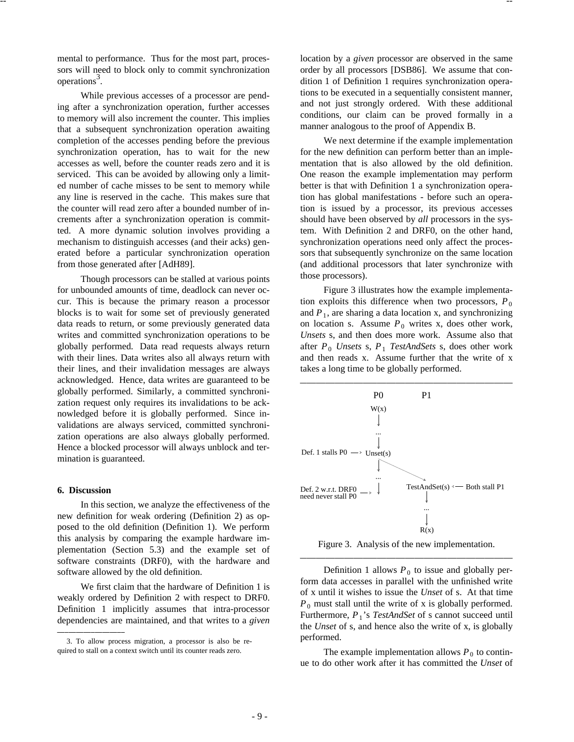mental to performance. Thus for the most part, processors will need to block only to commit synchronization operations[3].

While previous accesses of a processor are pending after a synchronization operation, further accesses to memory will also increment the counter. This implies that a subsequent synchronization operation awaiting completion of the accesses pending before the previous synchronization operation, has to wait for the new accesses as well, before the counter reads zero and it is serviced. This can be avoided by allowing only a limited number of cache misses to be sent to memory while any line is reserved in the cache. This makes sure that the counter will read zero after a bounded number of increments after a synchronization operation is committed. A more dynamic solution involves providing a mechanism to distinguish accesses (and their acks) generated before a particular synchronization operation from those generated after [AdH89].

Though processors can be stalled at various points for unbounded amounts of time, deadlock can never occur. This is because the primary reason a processor blocks is to wait for some set of previously generated data reads to return, or some previously generated data writes and committed synchronization operations to be globally performed. Data read requests always return with their lines. Data writes also all always return with their lines, and their invalidation messages are always acknowledged. Hence, data writes are guaranteed to be globally performed. Similarly, a committed synchronization request only requires its invalidations to be acknowledged before it is globally performed. Since invalidations are always serviced, committed synchronization operations are also always globally performed. Hence a blocked processor will always unblock and termination is guaranteed.

## 6. Discussion

In this section, we analyze the effectiveness of the new definition for weak ordering (Definition 2) as opposed to the old definition (Definition 1). We perform this analysis by comparing the example hardware implementation (Section 5.3) and the example set of software constraints (DRF0), with the hardware and software allowed by the old definition.

We first claim that the hardware of Definition 1 is weakly ordered by Definition 2 with respect to DRF0. Definition 1 implicitly assumes that intra-processor dependencies are maintained, and that writes to a *given* location by a *given* processor are observed in the same order by all processors [DSB86]. We assume that condition 1 of Definition 1 requires synchronization operations to be executed in a sequentially consistent manner, and not just strongly ordered. With these additional conditions, our claim can be proved formally in a manner analogous to the proof of Appendix B.

We next determine if the example implementation for the new definition can perform better than an implementation that is also allowed by the old definition. One reason the example implementation may perform better is that with Definition 1 a synchronization operation has global manifestations - before such an operation is issued by a processor, its previous accesses should have been observed by *all* processors in the system. With Definition 2 and DRF0, on the other hand, synchronization operations need only affect the processors that subsequently synchronize on the same location (and additional processors that later synchronize with those processors).

Figure 3 illustrates how the example implementation exploits this difference when two processors, $P_0$ and $P_1$, are sharing a data location x, and synchronizing on location s. Assume $P_0$ writes x, does other work, *Unsets* s, and then does more work. Assume also that after $P_0$ *Unsets* s, $P_1$ *TestAndSets* s, does other work and then reads x. Assume further that the write of x takes a long time to be globally performed.

```
              P0              P1
             W(x)
               |
              ...
               |
Def. 1 stalls P0 --> Unset(s)
               |   \
              ...    \
Def. 2 w.r.t. DRF0    TestAndSet(s) <-- Both stall P1
need never stall P0 -->  |      |
                        ...
                         |
                        R(x)
```

Figure 3. Analysis of the new implementation.

Definition 1 allows $P_0$ to issue and globally perform data accesses in parallel with the unfinished write of x until it wishes to issue the *Unset* of s. At that time $P_0$ must stall until the write of x is globally performed. Furthermore, $P_1$'s *TestAndSet* of s cannot succeed until the *Unset* of s, and hence also the write of x, is globally performed.

The example implementation allows $P_0$ to continue to do other work after it has committed the *Unset* of

3. To allow process migration, a processor is also be required to stall on a context switch until its counter reads zero.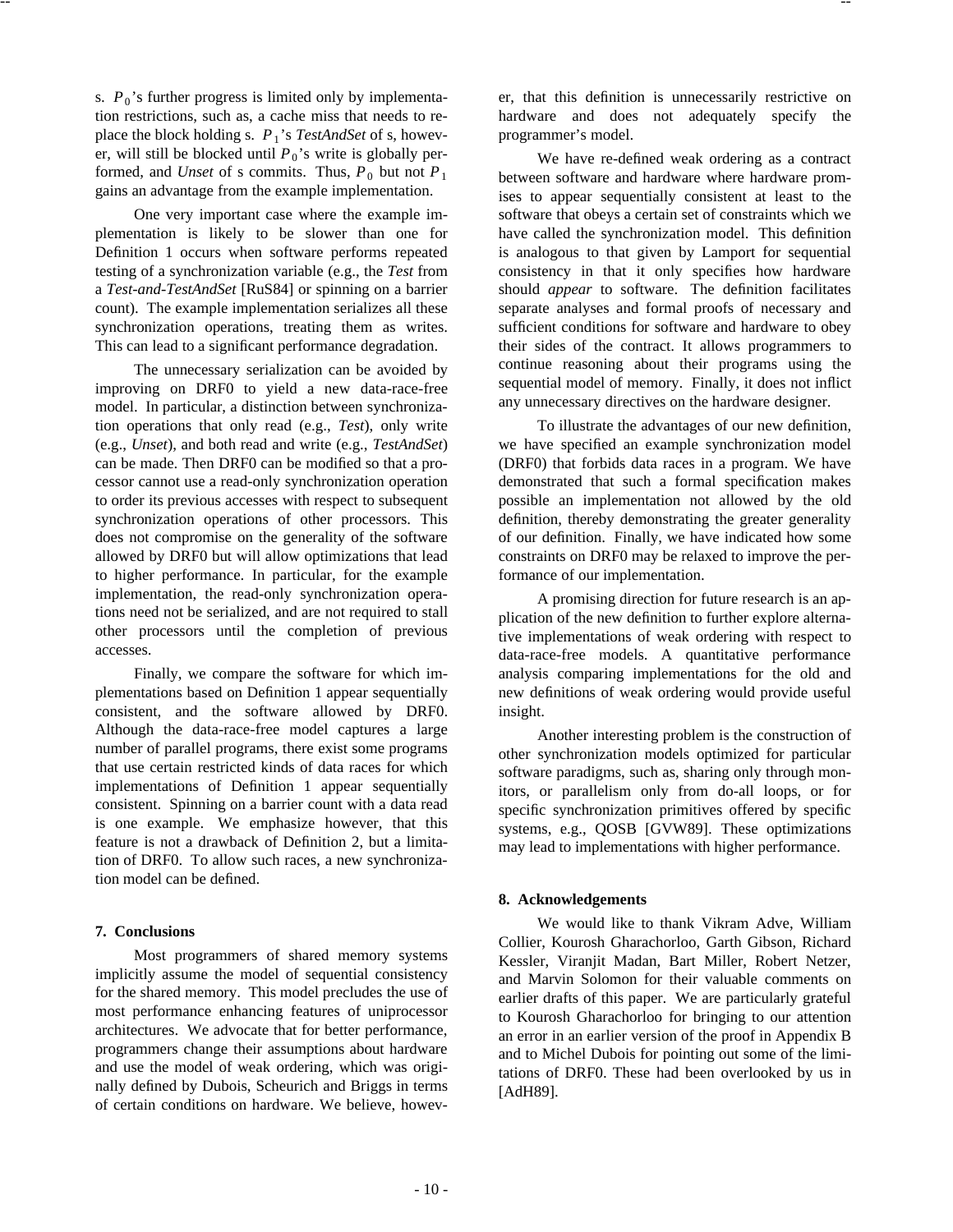s. $P_0$'s further progress is limited only by implementation restrictions, such as, a cache miss that needs to replace the block holding s. $P_1$'s *TestAndSet* of s, however, will still be blocked until $P_0$'s write is globally performed, and *Unset* of s commits. Thus, $P_0$ but not $P_1$ gains an advantage from the example implementation.

One very important case where the example implementation is likely to be slower than one for Definition 1 occurs when software performs repeated testing of a synchronization variable (e.g., the *Test* from a *Test-and-TestAndSet* [RuS84] or spinning on a barrier count). The example implementation serializes all these synchronization operations, treating them as writes. This can lead to a significant performance degradation.

The unnecessary serialization can be avoided by improving on DRF0 to yield a new data-race-free model. In particular, a distinction between synchronization operations that only read (e.g., *Test*), only write (e.g., *Unset*), and both read and write (e.g., *TestAndSet*) can be made. Then DRF0 can be modified so that a processor cannot use a read-only synchronization operation to order its previous accesses with respect to subsequent synchronization operations of other processors. This does not compromise on the generality of the software allowed by DRF0 but will allow optimizations that lead to higher performance. In particular, for the example implementation, the read-only synchronization operations need not be serialized, and are not required to stall other processors until the completion of previous accesses.

Finally, we compare the software for which implementations based on Definition 1 appear sequentially consistent, and the software allowed by DRF0. Although the data-race-free model captures a large number of parallel programs, there exist some programs that use certain restricted kinds of data races for which implementations of Definition 1 appear sequentially consistent. Spinning on a barrier count with a data read is one example. We emphasize however, that this feature is not a drawback of Definition 2, but a limitation of DRF0. To allow such races, a new synchronization model can be defined.

## 7. Conclusions

Most programmers of shared memory systems implicitly assume the model of sequential consistency for the shared memory. This model precludes the use of most performance enhancing features of uniprocessor architectures. We advocate that for better performance, programmers change their assumptions about hardware and use the model of weak ordering, which was originally defined by Dubois, Scheurich and Briggs in terms of certain conditions on hardware. We believe, however, that this definition is unnecessarily restrictive on hardware and does not adequately specify the programmer's model.

We have re-defined weak ordering as a contract between software and hardware where hardware promises to appear sequentially consistent at least to the software that obeys a certain set of constraints which we have called the synchronization model. This definition is analogous to that given by Lamport for sequential consistency in that it only specifies how hardware should *appear* to software. The definition facilitates separate analyses and formal proofs of necessary and sufficient conditions for software and hardware to obey their sides of the contract. It allows programmers to continue reasoning about their programs using the sequential model of memory. Finally, it does not inflict any unnecessary directives on the hardware designer.

To illustrate the advantages of our new definition, we have specified an example synchronization model (DRF0) that forbids data races in a program. We have demonstrated that such a formal specification makes possible an implementation not allowed by the old definition, thereby demonstrating the greater generality of our definition. Finally, we have indicated how some constraints on DRF0 may be relaxed to improve the performance of our implementation.

A promising direction for future research is an application of the new definition to further explore alternative implementations of weak ordering with respect to data-race-free models. A quantitative performance analysis comparing implementations for the old and new definitions of weak ordering would provide useful insight.

Another interesting problem is the construction of other synchronization models optimized for particular software paradigms, such as, sharing only through monitors, or parallelism only from do-all loops, or for specific synchronization primitives offered by specific systems, e.g., QOSB [GVW89]. These optimizations may lead to implementations with higher performance.

## 8. Acknowledgements

We would like to thank Vikram Adve, William Collier, Kourosh Gharachorloo, Garth Gibson, Richard Kessler, Viranjit Madan, Bart Miller, Robert Netzer, and Marvin Solomon for their valuable comments on earlier drafts of this paper. We are particularly grateful to Kourosh Gharachorloo for bringing to our attention an error in an earlier version of the proof in Appendix B and to Michel Dubois for pointing out some of the limitations of DRF0. These had been overlooked by us in [AdH89].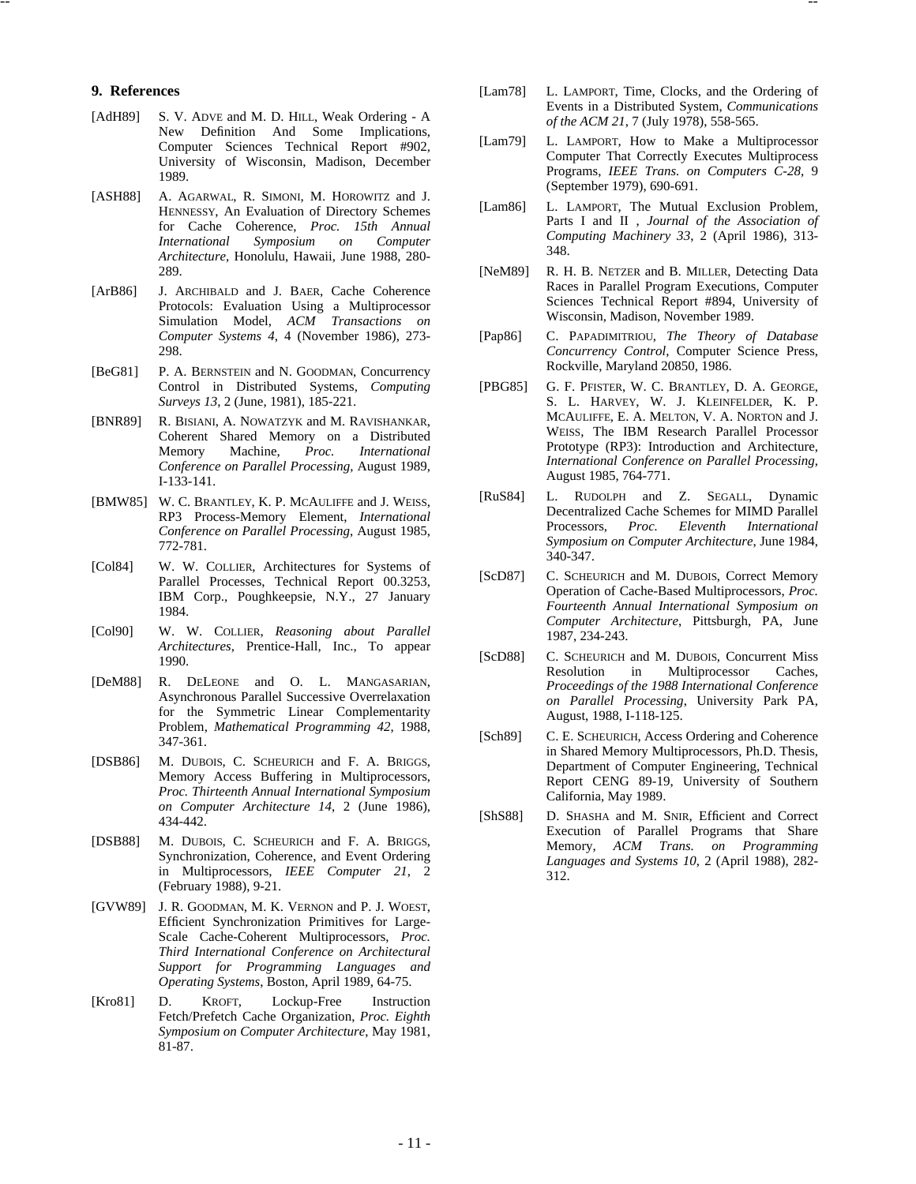## 9. References

[AdH89] S. V. ADVE and M. D. HILL, Weak Ordering - A New Definition And Some Implications, Computer Sciences Technical Report #902, University of Wisconsin, Madison, December 1989.

[ASH88] A. AGARWAL, R. SIMONI, M. HOROWITZ and J. HENNESSY, An Evaluation of Directory Schemes for Cache Coherence, *Proc. 15th Annual International Symposium on Computer Architecture*, Honolulu, Hawaii, June 1988, 280-289.

[ArB86] J. ARCHIBALD and J. BAER, Cache Coherence Protocols: Evaluation Using a Multiprocessor Simulation Model, *ACM Transactions on Computer Systems 4*, 4 (November 1986), 273-298.

[BeG81] P. A. BERNSTEIN and N. GOODMAN, Concurrency Control in Distributed Systems, *Computing Surveys 13*, 2 (June, 1981), 185-221.

[BNR89] R. BISIANI, A. NOWATZYK and M. RAVISHANKAR, Coherent Shared Memory on a Distributed Memory Machine, *Proc. International Conference on Parallel Processing*, August 1989, I-133-141.

[BMW85] W. C. BRANTLEY, K. P. MCAULIFFE and J. WEISS, RP3 Process-Memory Element, *International Conference on Parallel Processing*, August 1985, 772-781.

[Col84] W. W. COLLIER, Architectures for Systems of Parallel Processes, Technical Report 00.3253, IBM Corp., Poughkeepsie, N.Y., 27 January 1984.

[Col90] W. W. COLLIER, *Reasoning about Parallel Architectures*, Prentice-Hall, Inc., To appear 1990.

[DeM88] R. DELEONE and O. L. MANGASARIAN, Asynchronous Parallel Successive Overrelaxation for the Symmetric Linear Complementarity Problem, *Mathematical Programming 42*, 1988, 347-361.

[DSB86] M. DUBOIS, C. SCHEURICH and F. A. BRIGGS, Memory Access Buffering in Multiprocessors, *Proc. Thirteenth Annual International Symposium on Computer Architecture 14*, 2 (June 1986), 434-442.

[DSB88] M. DUBOIS, C. SCHEURICH and F. A. BRIGGS, Synchronization, Coherence, and Event Ordering in Multiprocessors, *IEEE Computer 21*, 2 (February 1988), 9-21.

[GVW89] J. R. GOODMAN, M. K. VERNON and P. J. WOEST, Efficient Synchronization Primitives for Large-Scale Cache-Coherent Multiprocessors, *Proc. Third International Conference on Architectural Support for Programming Languages and Operating Systems*, Boston, April 1989, 64-75.

[Kro81] D. KROFT, Lockup-Free Instruction Fetch/Prefetch Cache Organization, *Proc. Eighth Symposium on Computer Architecture*, May 1981, 81-87.

[Lam78] L. LAMPORT, Time, Clocks, and the Ordering of Events in a Distributed System, *Communications of the ACM 21*, 7 (July 1978), 558-565.

[Lam79] L. LAMPORT, How to Make a Multiprocessor Computer That Correctly Executes Multiprocess Programs, *IEEE Trans. on Computers C-28*, 9 (September 1979), 690-691.

[Lam86] L. LAMPORT, The Mutual Exclusion Problem, Parts I and II , *Journal of the Association of Computing Machinery 33*, 2 (April 1986), 313-348.

[NeM89] R. H. B. NETZER and B. MILLER, Detecting Data Races in Parallel Program Executions, Computer Sciences Technical Report #894, University of Wisconsin, Madison, November 1989.

[Pap86] C. PAPADIMITRIOU, *The Theory of Database Concurrency Control*, Computer Science Press, Rockville, Maryland 20850, 1986.

[PBG85] G. F. PFISTER, W. C. BRANTLEY, D. A. GEORGE, S. L. HARVEY, W. J. KLEINFELDER, K. P. MCAULIFFE, E. A. MELTON, V. A. NORTON and J. WEISS, The IBM Research Parallel Processor Prototype (RP3): Introduction and Architecture, *International Conference on Parallel Processing*, August 1985, 764-771.

[RuS84] L. RUDOLPH and Z. SEGALL, Dynamic Decentralized Cache Schemes for MIMD Parallel Processors, *Proc. Eleventh International Symposium on Computer Architecture*, June 1984, 340-347.

[ScD87] C. SCHEURICH and M. DUBOIS, Correct Memory Operation of Cache-Based Multiprocessors, *Proc. Fourteenth Annual International Symposium on Computer Architecture*, Pittsburgh, PA, June 1987, 234-243.

[ScD88] C. SCHEURICH and M. DUBOIS, Concurrent Miss Resolution in Multiprocessor Caches, *Proceedings of the 1988 International Conference on Parallel Processing*, University Park PA, August, 1988, I-118-125.

[Sch89] C. E. SCHEURICH, Access Ordering and Coherence in Shared Memory Multiprocessors, Ph.D. Thesis, Department of Computer Engineering, Technical Report CENG 89-19, University of Southern California, May 1989.

[ShS88] D. SHASHA and M. SNIR, Efficient and Correct Execution of Parallel Programs that Share Memory, *ACM Trans. on Programming Languages and Systems 10*, 2 (April 1988), 282-312.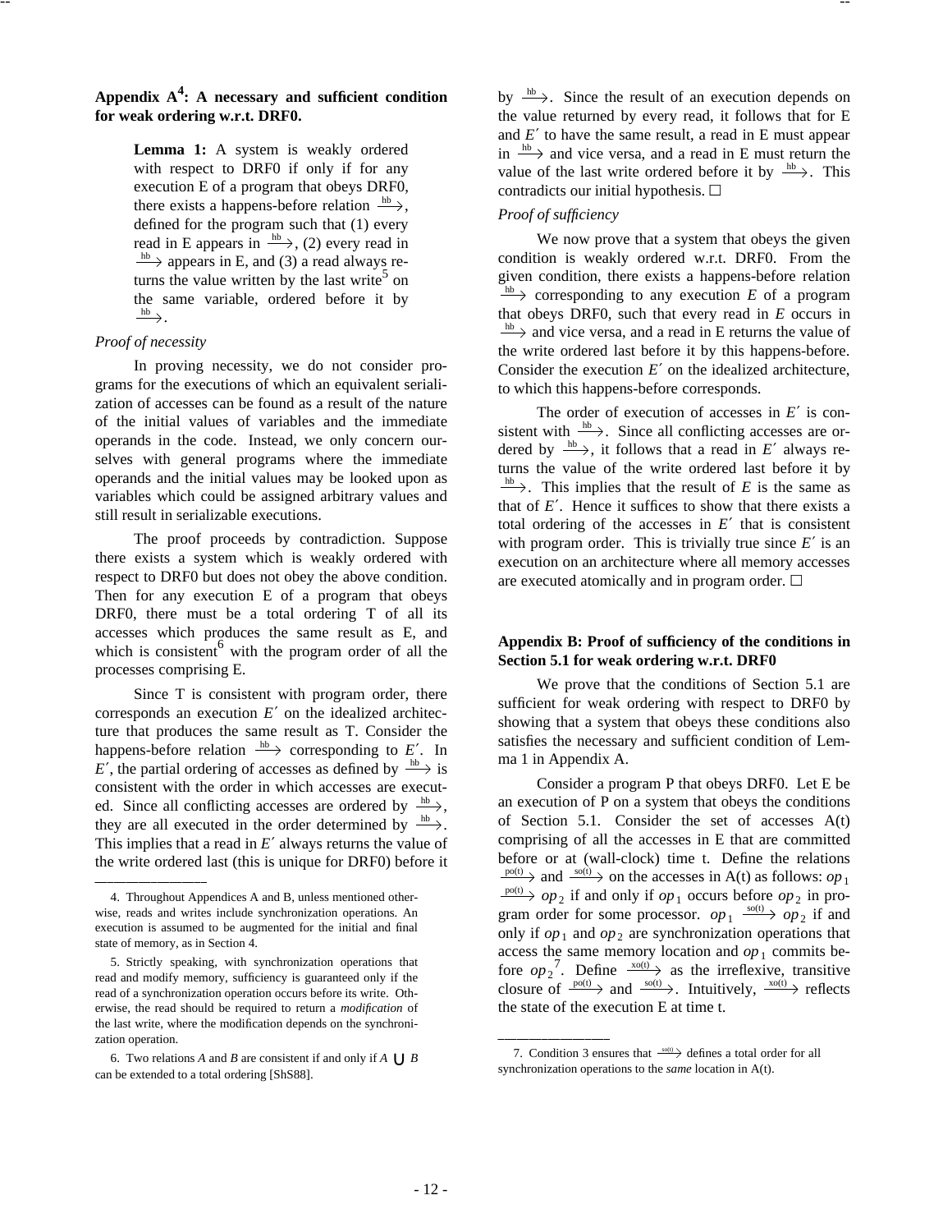## Appendix A[4]: A necessary and sufficient condition for weak ordering w.r.t. DRF0.

> **Lemma 1:** A system is weakly ordered with respect to DRF0 if only if for any execution E of a program that obeys DRF0, there exists a happens-before relation $\xrightarrow{hb}$, defined for the program such that (1) every read in E appears in $\xrightarrow{hb}$, (2) every read in $\xrightarrow{hb}$ appears in E, and (3) a read always returns the value written by the last write[5] on the same variable, ordered before it by $\xrightarrow{hb}$.

*Proof of necessity*

In proving necessity, we do not consider programs for the executions of which an equivalent serialization of accesses can be found as a result of the nature of the initial values of variables and the immediate operands in the code. Instead, we only concern ourselves with general programs where the immediate operands and the initial values may be looked upon as variables which could be assigned arbitrary values and still result in serializable executions.

The proof proceeds by contradiction. Suppose there exists a system which is weakly ordered with respect to DRF0 but does not obey the above condition. Then for any execution E of a program that obeys DRF0, there must be a total ordering T of all its accesses which produces the same result as E, and which is consistent[6] with the program order of all the processes comprising E.

Since T is consistent with program order, there corresponds an execution $E'$ on the idealized architecture that produces the same result as T. Consider the happens-before relation $\xrightarrow{hb}$ corresponding to $E'$. In $E'$, the partial ordering of accesses as defined by $\xrightarrow{hb}$ is consistent with the order in which accesses are executed. Since all conflicting accesses are ordered by $\xrightarrow{hb}$, they are all executed in the order determined by $\xrightarrow{hb}$. This implies that a read in $E'$ always returns the value of the write ordered last (this is unique for DRF0) before it by $\xrightarrow{hb}$. Since the result of an execution depends on the value returned by every read, it follows that for E and $E'$ to have the same result, a read in E must appear in $\xrightarrow{hb}$ and vice versa, and a read in E must return the value of the last write ordered before it by $\xrightarrow{hb}$. This contradicts our initial hypothesis. □

*Proof of sufficiency*

We now prove that a system that obeys the given condition is weakly ordered w.r.t. DRF0. From the given condition, there exists a happens-before relation $\xrightarrow{hb}$ corresponding to any execution $E$ of a program that obeys DRF0, such that every read in $E$ occurs in $\xrightarrow{hb}$ and vice versa, and a read in E returns the value of the write ordered last before it by this happens-before. Consider the execution $E'$ on the idealized architecture, to which this happens-before corresponds.

The order of execution of accesses in $E'$ is consistent with $\xrightarrow{hb}$. Since all conflicting accesses are ordered by $\xrightarrow{hb}$, it follows that a read in $E'$ always returns the value of the write ordered last before it by $\xrightarrow{hb}$. This implies that the result of $E$ is the same as that of $E'$. Hence it suffices to show that there exists a total ordering of the accesses in $E'$ that is consistent with program order. This is trivially true since $E'$ is an execution on an architecture where all memory accesses are executed atomically and in program order. □

## Appendix B: Proof of sufficiency of the conditions in Section 5.1 for weak ordering w.r.t. DRF0

We prove that the conditions of Section 5.1 are sufficient for weak ordering with respect to DRF0 by showing that a system that obeys these conditions also satisfies the necessary and sufficient condition of Lemma 1 in Appendix A.

Consider a program P that obeys DRF0. Let E be an execution of P on a system that obeys the conditions of Section 5.1. Consider the set of accesses A(t) comprising of all the accesses in E that are committed before or at (wall-clock) time t. Define the relations $\xrightarrow{po(t)}$ and $\xrightarrow{so(t)}$ on the accesses in A(t) as follows: $op_1 \xrightarrow{po(t)} op_2$ if and only if $op_1$ occurs before $op_2$ in program order for some processor. $op_1 \xrightarrow{so(t)} op_2$ if and only if $op_1$ and $op_2$ are synchronization operations that access the same memory location and $op_1$ commits before $op_2$[7]. Define $\xrightarrow{xo(t)}$ as the irreflexive, transitive closure of $\xrightarrow{po(t)}$ and $\xrightarrow{so(t)}$. Intuitively, $\xrightarrow{xo(t)}$ reflects the state of the execution E at time t.

---

4. Throughout Appendices A and B, unless mentioned otherwise, reads and writes include synchronization operations. An execution is assumed to be augmented for the initial and final state of memory, as in Section 4.

5. Strictly speaking, with synchronization operations that read and modify memory, sufficiency is guaranteed only if the read of a synchronization operation occurs before its write. Otherwise, the read should be required to return a *modification* of the last write, where the modification depends on the synchronization operation.

6. Two relations *A* and *B* are consistent if and only if $A \cup B$ can be extended to a total ordering [ShS88].

7. Condition 3 ensures that $\xrightarrow{so(t)}$ defines a total order for all synchronization operations to the *same* location in A(t).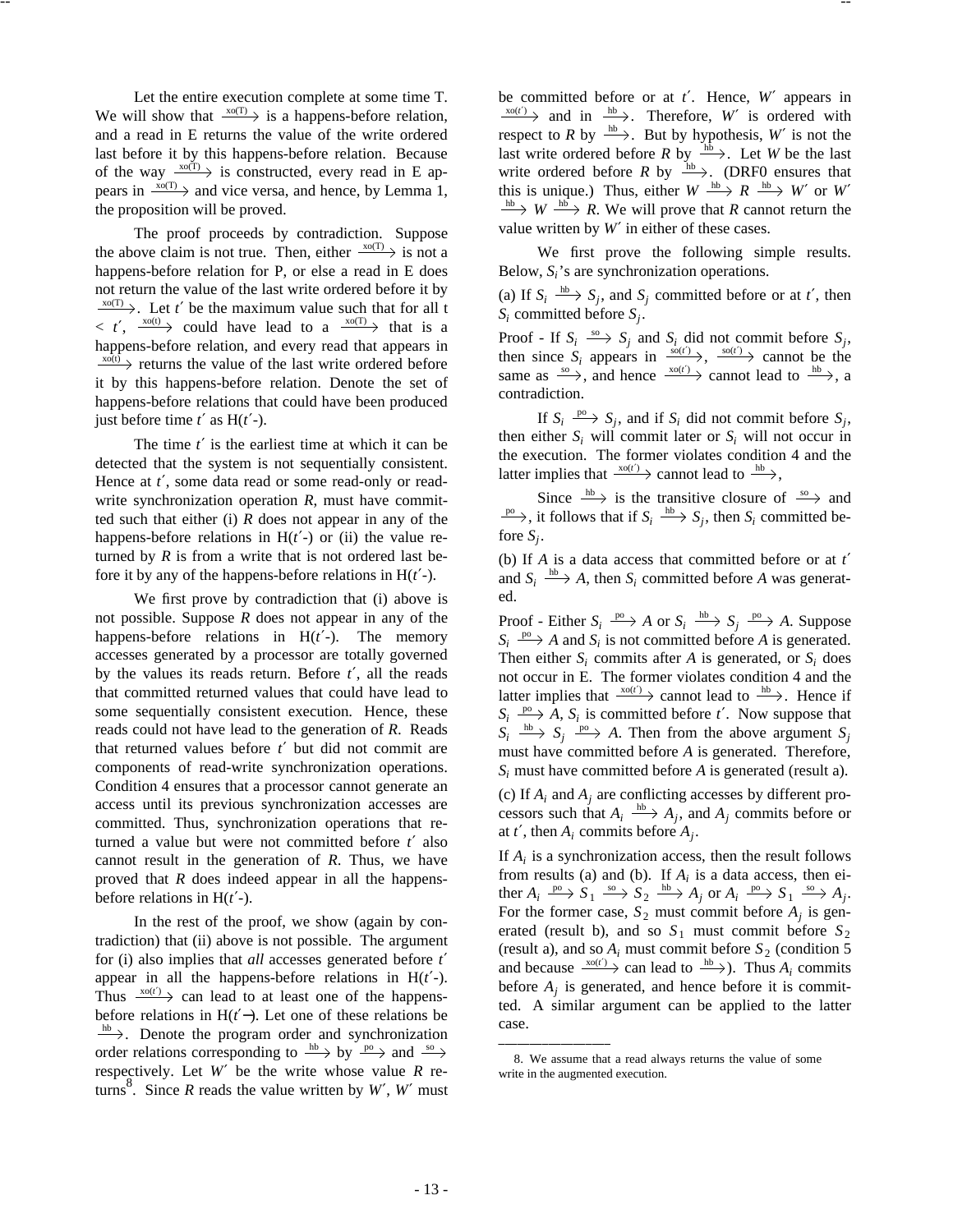Let the entire execution complete at some time T. We will show that $\xrightarrow{xo(T)}$ is a happens-before relation, and a read in E returns the value of the write ordered last before it by this happens-before relation. Because of the way $\xrightarrow{xo(T)}$ is constructed, every read in E appears in $\xrightarrow{xo(T)}$ and vice versa, and hence, by Lemma 1, the proposition will be proved.

The proof proceeds by contradiction. Suppose the above claim is not true. Then, either $\xrightarrow{xo(T)}$ is not a happens-before relation for P, or else a read in E does not return the value of the last write ordered before it by $\xrightarrow{xo(T)}$. Let $t'$ be the maximum value such that for all t $< t'$, $\xrightarrow{xo(t)}$ could have lead to a $\xrightarrow{xo(T)}$ that is a happens-before relation, and every read that appears in $\xrightarrow{xo(t)}$ returns the value of the last write ordered before it by this happens-before relation. Denote the set of happens-before relations that could have been produced just before time $t'$ as H($t'$-).

The time $t'$ is the earliest time at which it can be detected that the system is not sequentially consistent. Hence at $t'$, some data read or some read-only or read-write synchronization operation $R$, must have committed such that either (i) $R$ does not appear in any of the happens-before relations in H($t'$-) or (ii) the value returned by $R$ is from a write that is not ordered last before it by any of the happens-before relations in H($t'$-).

We first prove by contradiction that (i) above is not possible. Suppose $R$ does not appear in any of the happens-before relations in H($t'$-). The memory accesses generated by a processor are totally governed by the values its reads return. Before $t'$, all the reads that committed returned values that could have lead to some sequentially consistent execution. Hence, these reads could not have lead to the generation of $R$. Reads that returned values before $t'$ but did not commit are components of read-write synchronization operations. Condition 4 ensures that a processor cannot generate an access until its previous synchronization accesses are committed. Thus, synchronization operations that returned a value but were not committed before $t'$ also cannot result in the generation of $R$. Thus, we have proved that $R$ does indeed appear in all the happens-before relations in H($t'$-).

In the rest of the proof, we show (again by contradiction) that (ii) above is not possible. The argument for (i) also implies that *all* accesses generated before $t'$ appear in all the happens-before relations in H($t'$-). Thus $\xrightarrow{xo(t')}$ can lead to at least one of the happens-before relations in H($t'$−). Let one of these relations be $\xrightarrow{hb}$. Denote the program order and synchronization order relations corresponding to $\xrightarrow{hb}$ by $\xrightarrow{po}$ and $\xrightarrow{so}$ respectively. Let $W'$ be the write whose value $R$ returns[8]. Since $R$ reads the value written by $W'$, $W'$ must be committed before or at $t'$. Hence, $W'$ appears in $\xrightarrow{xo(t')}$ and in $\xrightarrow{hb}$. Therefore, $W'$ is ordered with respect to $R$ by $\xrightarrow{hb}$. But by hypothesis, $W'$ is not the last write ordered before $R$ by $\xrightarrow{hb}$. Let $W$ be the last write ordered before $R$ by $\xrightarrow{hb}$. (DRF0 ensures that this is unique.) Thus, either $W \xrightarrow{hb} R \xrightarrow{hb} W'$ or $W' \xrightarrow{hb} W \xrightarrow{hb} R$. We will prove that $R$ cannot return the value written by $W'$ in either of these cases.

We first prove the following simple results. Below, $S_i$'s are synchronization operations.

(a) If $S_i \xrightarrow{hb} S_j$, and $S_j$ committed before or at $t'$, then $S_i$ committed before $S_j$.

Proof - If $S_i \xrightarrow{so} S_j$ and $S_i$ did not commit before $S_j$, then since $S_i$ appears in $\xrightarrow{so(t')}$, $\xrightarrow{so(t')}$ cannot be the same as $\xrightarrow{so}$, and hence $\xrightarrow{xo(t')}$ cannot lead to $\xrightarrow{hb}$, a contradiction.

If $S_i \xrightarrow{po} S_j$, and if $S_i$ did not commit before $S_j$, then either $S_i$ will commit later or $S_i$ will not occur in the execution. The former violates condition 4 and the latter implies that $\xrightarrow{xo(t')}$ cannot lead to $\xrightarrow{hb}$,

Since $\xrightarrow{hb}$ is the transitive closure of $\xrightarrow{so}$ and $\xrightarrow{po}$, it follows that if $S_i \xrightarrow{hb} S_j$, then $S_i$ committed before $S_j$.

(b) If $A$ is a data access that committed before or at $t'$ and $S_i \xrightarrow{hb} A$, then $S_i$ committed before $A$ was generated.

Proof - Either $S_i \xrightarrow{po} A$ or $S_i \xrightarrow{hb} S_j \xrightarrow{po} A$. Suppose $S_i \xrightarrow{po} A$ and $S_i$ is not committed before $A$ is generated. Then either $S_i$ commits after $A$ is generated, or $S_i$ does not occur in E. The former violates condition 4 and the latter implies that $\xrightarrow{xo(t')}$ cannot lead to $\xrightarrow{hb}$. Hence if $S_i \xrightarrow{po} A$, $S_i$ is committed before $t'$. Now suppose that $S_i \xrightarrow{hb} S_j \xrightarrow{po} A$. Then from the above argument $S_j$ must have committed before $A$ is generated. Therefore, $S_i$ must have committed before $A$ is generated (result a).

(c) If $A_i$ and $A_j$ are conflicting accesses by different processors such that $A_i \xrightarrow{hb} A_j$, and $A_j$ commits before or at $t'$, then $A_i$ commits before $A_j$.

If $A_i$ is a synchronization access, then the result follows from results (a) and (b). If $A_i$ is a data access, then either $A_i \xrightarrow{po} S_1 \xrightarrow{so} S_2 \xrightarrow{hb} A_j$ or $A_i \xrightarrow{po} S_1 \xrightarrow{so} A_j$. For the former case, $S_2$ must commit before $A_j$ is generated (result b), and so $S_1$ must commit before $S_2$ (result a), and so $A_i$ must commit before $S_2$ (condition 5 and because $\xrightarrow{xo(t')}$ can lead to $\xrightarrow{hb}$). Thus $A_i$ commits before $A_j$ is generated, and hence before it is committed. A similar argument can be applied to the latter case.

---

8. We assume that a read always returns the value of some write in the augmented execution.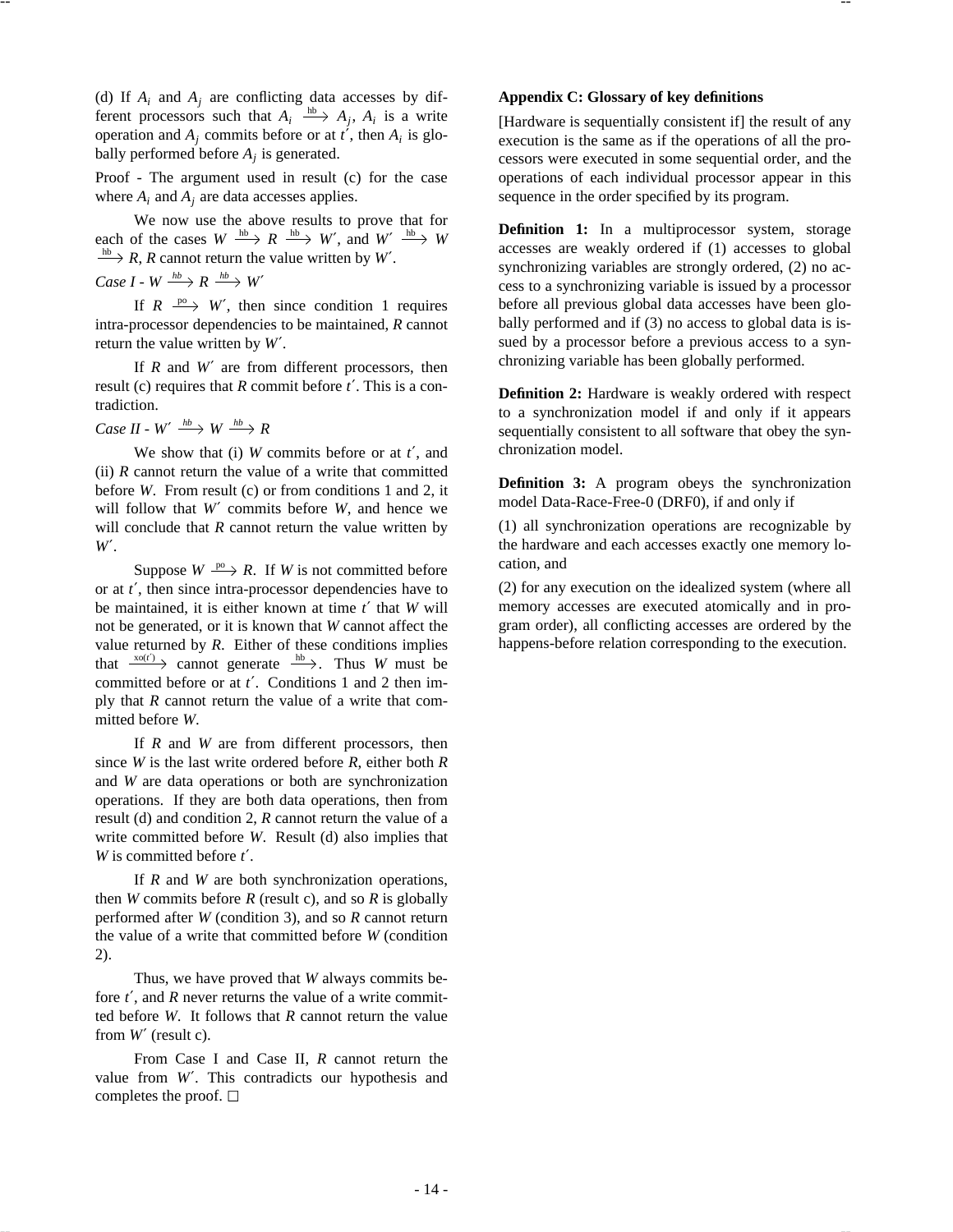(d) If $A_i$ and $A_j$ are conflicting data accesses by different processors such that $A_i \xrightarrow{\text{hb}} A_j$, $A_i$ is a write operation and $A_j$ commits before or at $t'$, then $A_i$ is globally performed before $A_j$ is generated.

Proof - The argument used in result (c) for the case where $A_i$ and $A_j$ are data accesses applies.

We now use the above results to prove that for each of the cases $W \xrightarrow{\text{hb}} R \xrightarrow{\text{hb}} W'$, and $W' \xrightarrow{\text{hb}} W \xrightarrow{\text{hb}} R$, $R$ cannot return the value written by $W'$.

*Case I* - $W \xrightarrow{hb} R \xrightarrow{hb} W'$

If $R \xrightarrow{\text{po}} W'$, then since condition 1 requires intra-processor dependencies to be maintained, $R$ cannot return the value written by $W'$.

If $R$ and $W'$ are from different processors, then result (c) requires that $R$ commit before $t'$. This is a contradiction.

*Case II* - $W' \xrightarrow{hb} W \xrightarrow{hb} R$

We show that (i) $W$ commits before or at $t'$, and (ii) $R$ cannot return the value of a write that committed before $W$. From result (c) or from conditions 1 and 2, it will follow that $W'$ commits before $W$, and hence we will conclude that $R$ cannot return the value written by $W'$.

Suppose $W \xrightarrow{\text{po}} R$. If $W$ is not committed before or at $t'$, then since intra-processor dependencies have to be maintained, it is either known at time $t'$ that $W$ will not be generated, or it is known that $W$ cannot affect the value returned by $R$. Either of these conditions implies that $\xrightarrow{\text{xo}(t')}$ cannot generate $\xrightarrow{\text{hb}}$. Thus $W$ must be committed before or at $t'$. Conditions 1 and 2 then imply that $R$ cannot return the value of a write that committed before $W$.

If $R$ and $W$ are from different processors, then since $W$ is the last write ordered before $R$, either both $R$ and $W$ are data operations or both are synchronization operations. If they are both data operations, then from result (d) and condition 2, $R$ cannot return the value of a write committed before $W$. Result (d) also implies that $W$ is committed before $t'$.

If $R$ and $W$ are both synchronization operations, then $W$ commits before $R$ (result c), and so $R$ is globally performed after $W$ (condition 3), and so $R$ cannot return the value of a write that committed before $W$ (condition 2).

Thus, we have proved that $W$ always commits before $t'$, and $R$ never returns the value of a write committed before $W$. It follows that $R$ cannot return the value from $W'$ (result c).

From Case I and Case II, $R$ cannot return the value from $W'$. This contradicts our hypothesis and completes the proof. □

**Appendix C: Glossary of key definitions**

[Hardware is sequentially consistent if] the result of any execution is the same as if the operations of all the processors were executed in some sequential order, and the operations of each individual processor appear in this sequence in the order specified by its program.

**Definition 1:** In a multiprocessor system, storage accesses are weakly ordered if (1) accesses to global synchronizing variables are strongly ordered, (2) no access to a synchronizing variable is issued by a processor before all previous global data accesses have been globally performed and if (3) no access to global data is issued by a processor before a previous access to a synchronizing variable has been globally performed.

**Definition 2:** Hardware is weakly ordered with respect to a synchronization model if and only if it appears sequentially consistent to all software that obey the synchronization model.

**Definition 3:** A program obeys the synchronization model Data-Race-Free-0 (DRF0), if and only if

(1) all synchronization operations are recognizable by the hardware and each accesses exactly one memory location, and

(2) for any execution on the idealized system (where all memory accesses are executed atomically and in program order), all conflicting accesses are ordered by the happens-before relation corresponding to the execution.